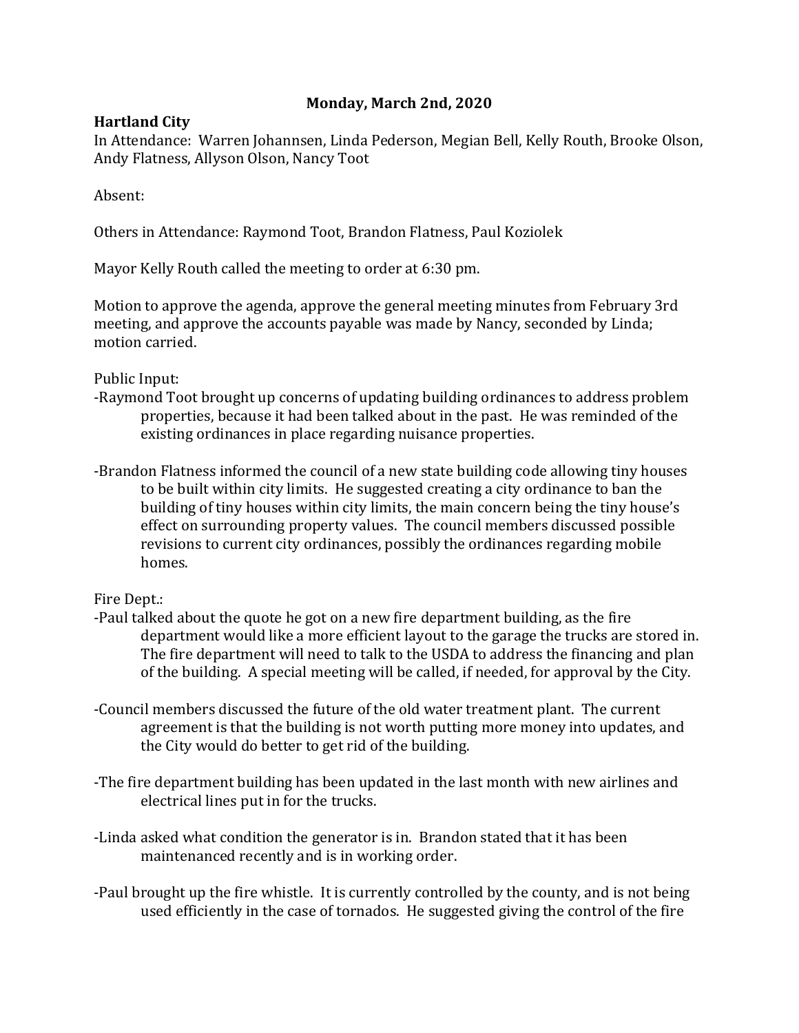**Monday, March 2nd, 2020**

**Hartland City**

In Attendance: Warren Johannsen, Linda Pederson, Megian Bell, Kelly Routh, Brooke Olson, Andy Flatness, Allyson Olson, Nancy Toot

Absent:

Others in Attendance: Raymond Toot, Brandon Flatness, Paul Koziolek

Mayor Kelly Routh called the meeting to order at 6:30 pm.

Motion to approve the agenda, approve the general meeting minutes from February 3rd meeting, and approve the accounts payable was made by Nancy, seconded by Linda; motion carried.

Public Input:

-Raymond Toot brought up concerns of updating building ordinances to address problem properties, because it had been talked about in the past. He was reminded of the existing ordinances in place regarding nuisance properties.

-Brandon Flatness informed the council of a new state building code allowing tiny houses to be built within city limits. He suggested creating a city ordinance to ban the building of tiny houses within city limits, the main concern being the tiny house's effect on surrounding property values. The council members discussed possible revisions to current city ordinances, possibly the ordinances regarding mobile homes.

Fire Dept.:

-Paul talked about the quote he got on a new fire department building, as the fire department would like a more efficient layout to the garage the trucks are stored in. The fire department will need to talk to the USDA to address the financing and plan of the building. A special meeting will be called, if needed, for approval by the City.

-Council members discussed the future of the old water treatment plant. The current agreement is that the building is not worth putting more money into updates, and the City would do better to get rid of the building.

-The fire department building has been updated in the last month with new airlines and electrical lines put in for the trucks.

-Linda asked what condition the generator is in. Brandon stated that it has been maintenanced recently and is in working order.

-Paul brought up the fire whistle. It is currently controlled by the county, and is not being used efficiently in the case of tornados. He suggested giving the control of the fire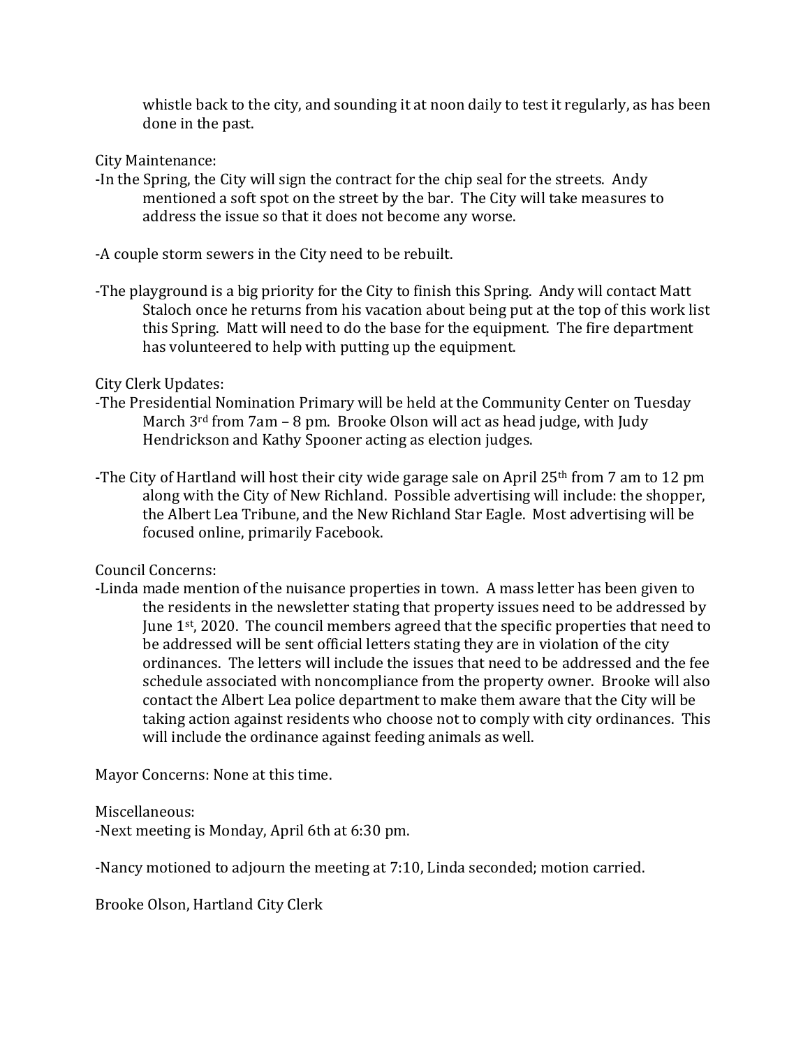whistle back to the city, and sounding it at noon daily to test it regularly, as has been done in the past.

City Maintenance:

-In the Spring, the City will sign the contract for the chip seal for the streets. Andy mentioned a soft spot on the street by the bar. The City will take measures to address the issue so that it does not become any worse.

-A couple storm sewers in the City need to be rebuilt.

-The playground is a big priority for the City to finish this Spring. Andy will contact Matt Staloch once he returns from his vacation about being put at the top of this work list this Spring. Matt will need to do the base for the equipment. The fire department has volunteered to help with putting up the equipment.

City Clerk Updates:

-The Presidential Nomination Primary will be held at the Community Center on Tuesday March 3rd from 7am – 8 pm. Brooke Olson will act as head judge, with Judy Hendrickson and Kathy Spooner acting as election judges.

-The City of Hartland will host their city wide garage sale on April 25th from 7 am to 12 pm along with the City of New Richland. Possible advertising will include: the shopper, the Albert Lea Tribune, and the New Richland Star Eagle. Most advertising will be focused online, primarily Facebook.

Council Concerns:

-Linda made mention of the nuisance properties in town. A mass letter has been given to the residents in the newsletter stating that property issues need to be addressed by June 1st, 2020. The council members agreed that the specific properties that need to be addressed will be sent official letters stating they are in violation of the city ordinances. The letters will include the issues that need to be addressed and the fee schedule associated with noncompliance from the property owner. Brooke will also contact the Albert Lea police department to make them aware that the City will be taking action against residents who choose not to comply with city ordinances. This will include the ordinance against feeding animals as well.

Mayor Concerns: None at this time.

Miscellaneous:

-Next meeting is Monday, April 6th at 6:30 pm.

-Nancy motioned to adjourn the meeting at 7:10, Linda seconded; motion carried.

Brooke Olson, Hartland City Clerk